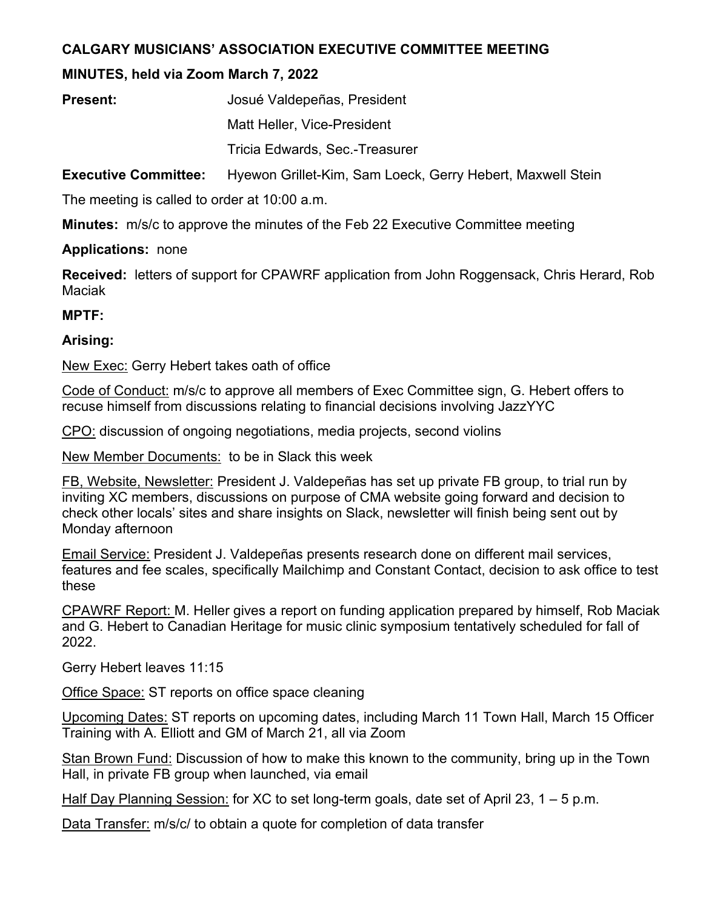**CALGARY MUSICIANS' ASSOCIATION EXECUTIVE COMMITTEE MEETING**

**MINUTES, held via Zoom March 7, 2022**

**Present:** Josué Valdepeñas, President

Matt Heller, Vice-President

Tricia Edwards, Sec.-Treasurer

**Executive Committee:** Hyewon Grillet-Kim, Sam Loeck, Gerry Hebert, Maxwell Stein

The meeting is called to order at 10:00 a.m.

**Minutes:** m/s/c to approve the minutes of the Feb 22 Executive Committee meeting

**Applications:** none

**Received:** letters of support for CPAWRF application from John Roggensack, Chris Herard, Rob Maciak

**MPTF:**

**Arising:**

New Exec: Gerry Hebert takes oath of office

Code of Conduct: m/s/c to approve all members of Exec Committee sign, G. Hebert offers to recuse himself from discussions relating to financial decisions involving JazzYYC

CPO: discussion of ongoing negotiations, media projects, second violins

New Member Documents: to be in Slack this week

FB, Website, Newsletter: President J. Valdepeñas has set up private FB group, to trial run by inviting XC members, discussions on purpose of CMA website going forward and decision to check other locals' sites and share insights on Slack, newsletter will finish being sent out by Monday afternoon

Email Service: President J. Valdepeñas presents research done on different mail services, features and fee scales, specifically Mailchimp and Constant Contact, decision to ask office to test these

CPAWRF Report: M. Heller gives a report on funding application prepared by himself, Rob Maciak and G. Hebert to Canadian Heritage for music clinic symposium tentatively scheduled for fall of 2022.

Gerry Hebert leaves 11:15

Office Space: ST reports on office space cleaning

Upcoming Dates: ST reports on upcoming dates, including March 11 Town Hall, March 15 Officer Training with A. Elliott and GM of March 21, all via Zoom

Stan Brown Fund: Discussion of how to make this known to the community, bring up in the Town Hall, in private FB group when launched, via email

Half Day Planning Session: for XC to set long-term goals, date set of April 23, 1 – 5 p.m.

Data Transfer: m/s/c/ to obtain a quote for completion of data transfer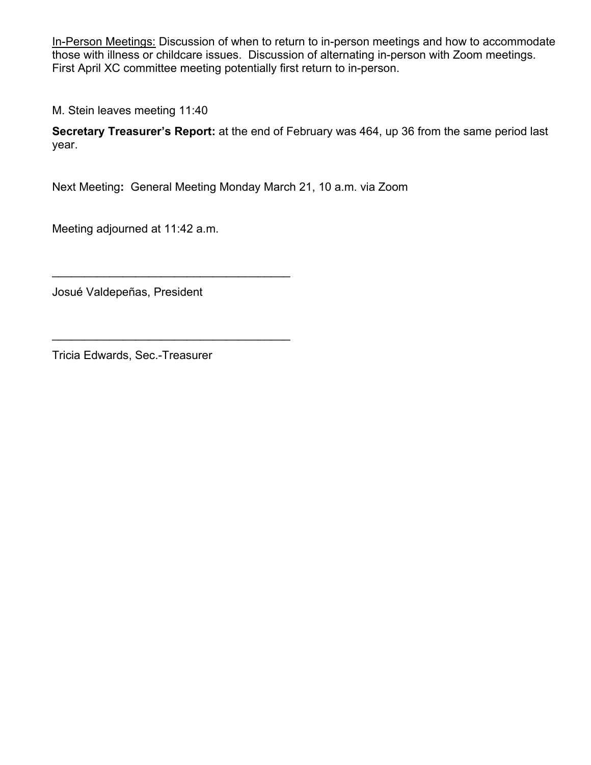<u>In-Person Meetings:</u> Discussion of when to return to in-person meetings and how to accommodate those with illness or childcare issues. Discussion of alternating in-person with Zoom meetings. First April XC committee meeting potentially first return to in-person.

M. Stein leaves meeting 11:40

**Secretary Treasurer's Report:** at the end of February was 464, up 36 from the same period last year.

Next Meeting**:** General Meeting Monday March 21, 10 a.m. via Zoom

Meeting adjourned at 11:42 a.m.

_____________________________________

Josué Valdepeñas, President

_____________________________________

Tricia Edwards, Sec.-Treasurer